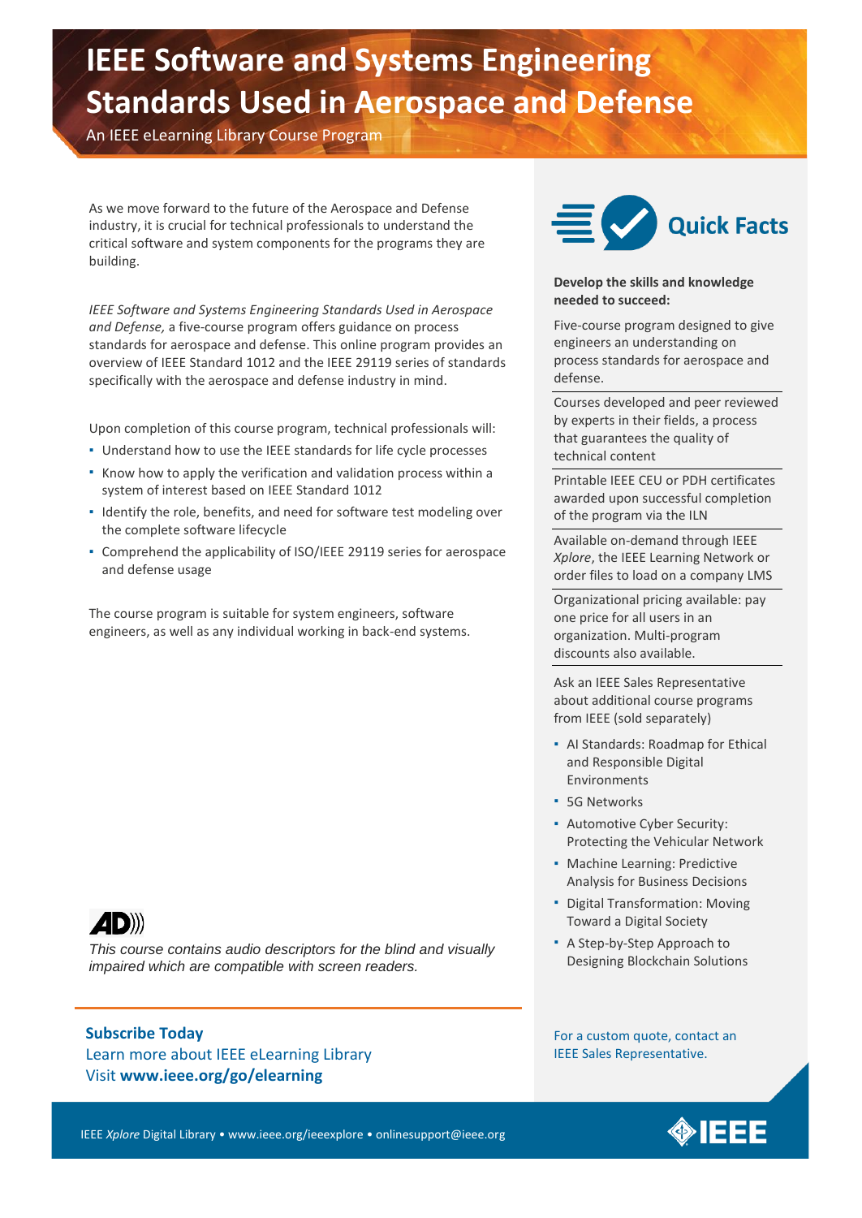# IEEE Software and Systems Engineering Standards Used in Aerospace and Defense

An IEEE eLearning Library Course Program

As we move forward to the future of the Aerospace and Defense industry, it is crucial for technical professionals to understand the critical software and system components for the programs they are building.

*IEEE Software and Systems Engineering Standards Used in Aerospace and Defense,* a five-course program offers guidance on process standards for aerospace and defense. This online program provides an overview of IEEE Standard 1012 and the IEEE 29119 series of standards specifically with the aerospace and defense industry in mind.

Upon completion of this course program, technical professionals will:

- Understand how to use the IEEE standards for life cycle processes
- Know how to apply the verification and validation process within a system of interest based on IEEE Standard 1012
- Identify the role, benefits, and need for software test modeling over the complete software lifecycle
- Comprehend the applicability of ISO/IEEE 29119 series for aerospace and defense usage

The course program is suitable for system engineers, software engineers, as well as any individual working in back-end systems.

*This course contains audio descriptors for the blind and visually impaired which are compatible with screen readers.*

## Quick Facts

**Develop the skills and knowledge needed to succeed:**

Five-course program designed to give engineers an understanding on process standards for aerospace and defense.

Courses developed and peer reviewed by experts in their fields, a process that guarantees the quality of technical content

Printable IEEE CEU or PDH certificates awarded upon successful completion of the program via the ILN

Available on-demand through IEEE *Xplore*, the IEEE Learning Network or order files to load on a company LMS

Organizational pricing available: pay one price for all users in an organization. Multi-program discounts also available.

Ask an IEEE Sales Representative about additional course programs from IEEE (sold separately)

- AI Standards: Roadmap for Ethical and Responsible Digital Environments
- 5G Networks
- Automotive Cyber Security: Protecting the Vehicular Network
- Machine Learning: Predictive Analysis for Business Decisions
- Digital Transformation: Moving Toward a Digital Society
- A Step-by-Step Approach to Designing Blockchain Solutions

For a custom quote, contact an IEEE Sales Representative.

**Subscribe Today**

Learn more about IEEE eLearning Library

Visit **www.ieee.org/go/elearning**

IEEE *Xplore* Digital Library • www.ieee.org/ieeexplore • onlinesupport@ieee.org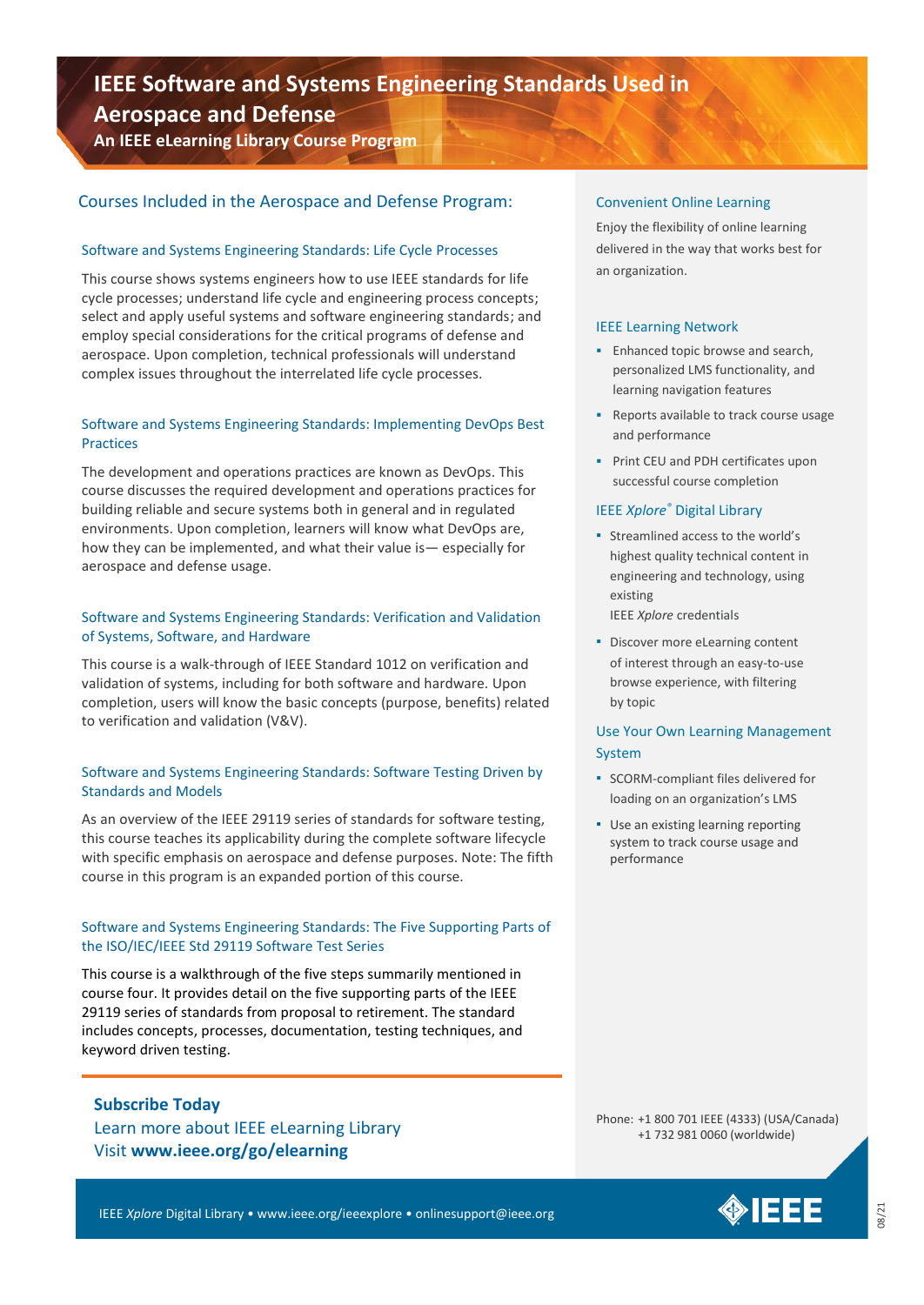# IEEE Software and Systems Engineering Standards Used in Aerospace and Defense

**An IEEE eLearning Library Course Program**

## Courses Included in the Aerospace and Defense Program:

### Software and Systems Engineering Standards: Life Cycle Processes

This course shows systems engineers how to use IEEE standards for life cycle processes; understand life cycle and engineering process concepts; select and apply useful systems and software engineering standards; and employ special considerations for the critical programs of defense and aerospace. Upon completion, technical professionals will understand complex issues throughout the interrelated life cycle processes.

### Software and Systems Engineering Standards: Implementing DevOps Best Practices

The development and operations practices are known as DevOps. This course discusses the required development and operations practices for building reliable and secure systems both in general and in regulated environments. Upon completion, learners will know what DevOps are, how they can be implemented, and what their value is— especially for aerospace and defense usage.

### Software and Systems Engineering Standards: Verification and Validation of Systems, Software, and Hardware

This course is a walk-through of IEEE Standard 1012 on verification and validation of systems, including for both software and hardware. Upon completion, users will know the basic concepts (purpose, benefits) related to verification and validation (V&V).

### Software and Systems Engineering Standards: Software Testing Driven by Standards and Models

As an overview of the IEEE 29119 series of standards for software testing, this course teaches its applicability during the complete software lifecycle with specific emphasis on aerospace and defense purposes. Note: The fifth course in this program is an expanded portion of this course.

### Software and Systems Engineering Standards: The Five Supporting Parts of the ISO/IEC/IEEE Std 29119 Software Test Series

This course is a walkthrough of the five steps summarily mentioned in course four. It provides detail on the five supporting parts of the IEEE 29119 series of standards from proposal to retirement. The standard includes concepts, processes, documentation, testing techniques, and keyword driven testing.

### Convenient Online Learning

Enjoy the flexibility of online learning delivered in the way that works best for an organization.

### IEEE Learning Network

- Enhanced topic browse and search, personalized LMS functionality, and learning navigation features
- Reports available to track course usage and performance
- Print CEU and PDH certificates upon successful course completion

### IEEE *Xplore*® Digital Library

- Streamlined access to the world's highest quality technical content in engineering and technology, using existing IEEE *Xplore* credentials
- Discover more eLearning content of interest through an easy-to-use browse experience, with filtering by topic

### Use Your Own Learning Management System

- SCORM-compliant files delivered for loading on an organization's LMS
- Use an existing learning reporting system to track course usage and performance

**Subscribe Today**

Learn more about IEEE eLearning Library

Visit **www.ieee.org/go/elearning**

Phone: +1 800 701 IEEE (4333) (USA/Canada)
+1 732 981 0060 (worldwide)

IEEE *Xplore* Digital Library • www.ieee.org/ieeexplore • onlinesupport@ieee.org

IEEE

08/21